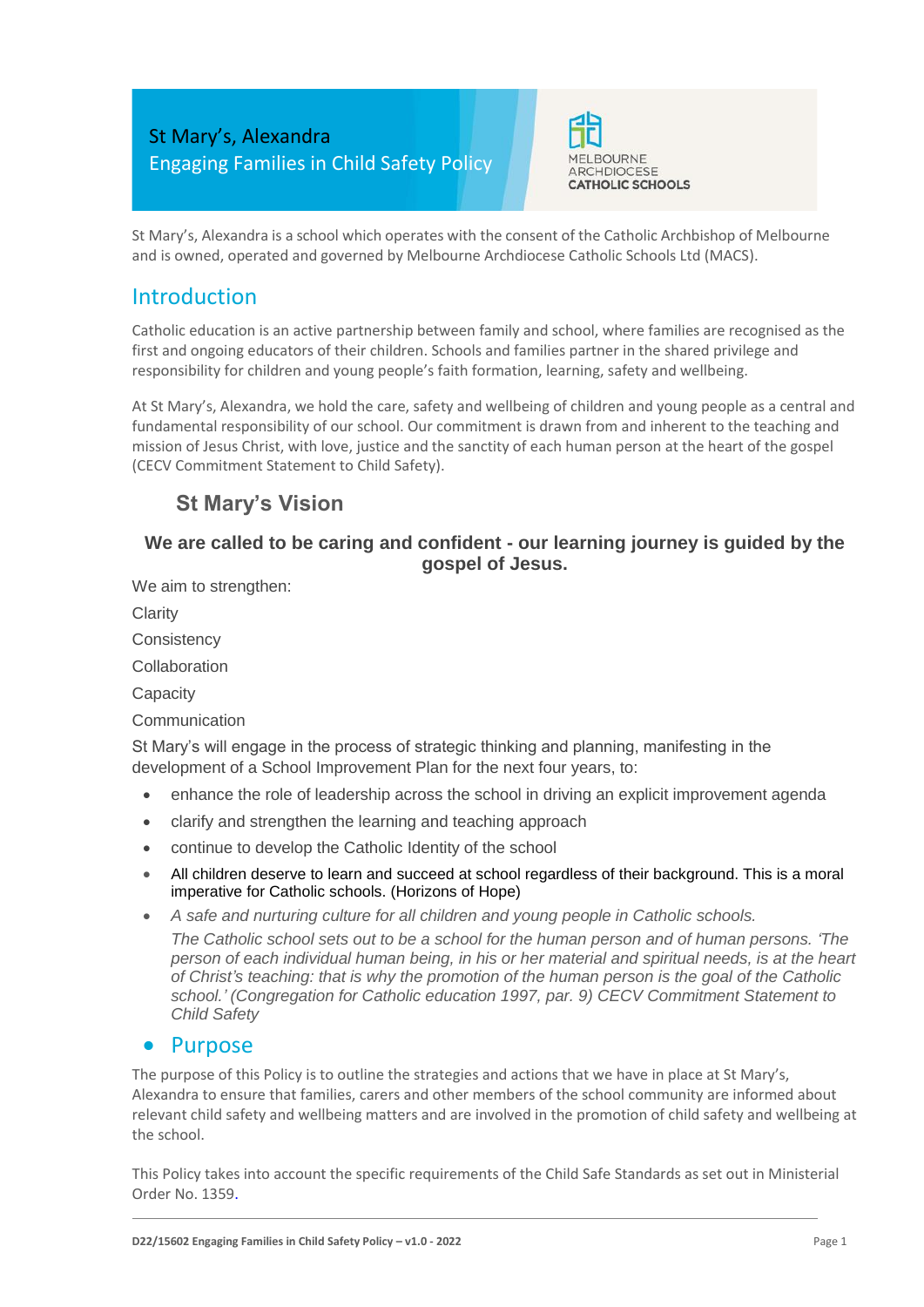# St Mary's, Alexandra
## Engaging Families in Child Safety Policy

MELBOURNE ARCHDIOCESE CATHOLIC SCHOOLS

St Mary's, Alexandra is a school which operates with the consent of the Catholic Archbishop of Melbourne and is owned, operated and governed by Melbourne Archdiocese Catholic Schools Ltd (MACS).

## Introduction

Catholic education is an active partnership between family and school, where families are recognised as the first and ongoing educators of their children. Schools and families partner in the shared privilege and responsibility for children and young people's faith formation, learning, safety and wellbeing.

At St Mary's, Alexandra, we hold the care, safety and wellbeing of children and young people as a central and fundamental responsibility of our school. Our commitment is drawn from and inherent to the teaching and mission of Jesus Christ, with love, justice and the sanctity of each human person at the heart of the gospel (CECV Commitment Statement to Child Safety).

### St Mary's Vision

**We are called to be caring and confident - our learning journey is guided by the gospel of Jesus.**

We aim to strengthen:

Clarity

Consistency

Collaboration

Capacity

Communication

St Mary's will engage in the process of strategic thinking and planning, manifesting in the development of a School Improvement Plan for the next four years, to:

- enhance the role of leadership across the school in driving an explicit improvement agenda
- clarify and strengthen the learning and teaching approach
- continue to develop the Catholic Identity of the school
- All children deserve to learn and succeed at school regardless of their background. This is a moral imperative for Catholic schools. (Horizons of Hope)
- *A safe and nurturing culture for all children and young people in Catholic schools.*

  *The Catholic school sets out to be a school for the human person and of human persons. 'The person of each individual human being, in his or her material and spiritual needs, is at the heart of Christ's teaching: that is why the promotion of the human person is the goal of the Catholic school.' (Congregation for Catholic education 1997, par. 9) CECV Commitment Statement to Child Safety*

## Purpose

The purpose of this Policy is to outline the strategies and actions that we have in place at St Mary's, Alexandra to ensure that families, carers and other members of the school community are informed about relevant child safety and wellbeing matters and are involved in the promotion of child safety and wellbeing at the school.

This Policy takes into account the specific requirements of the Child Safe Standards as set out in Ministerial Order No. 1359.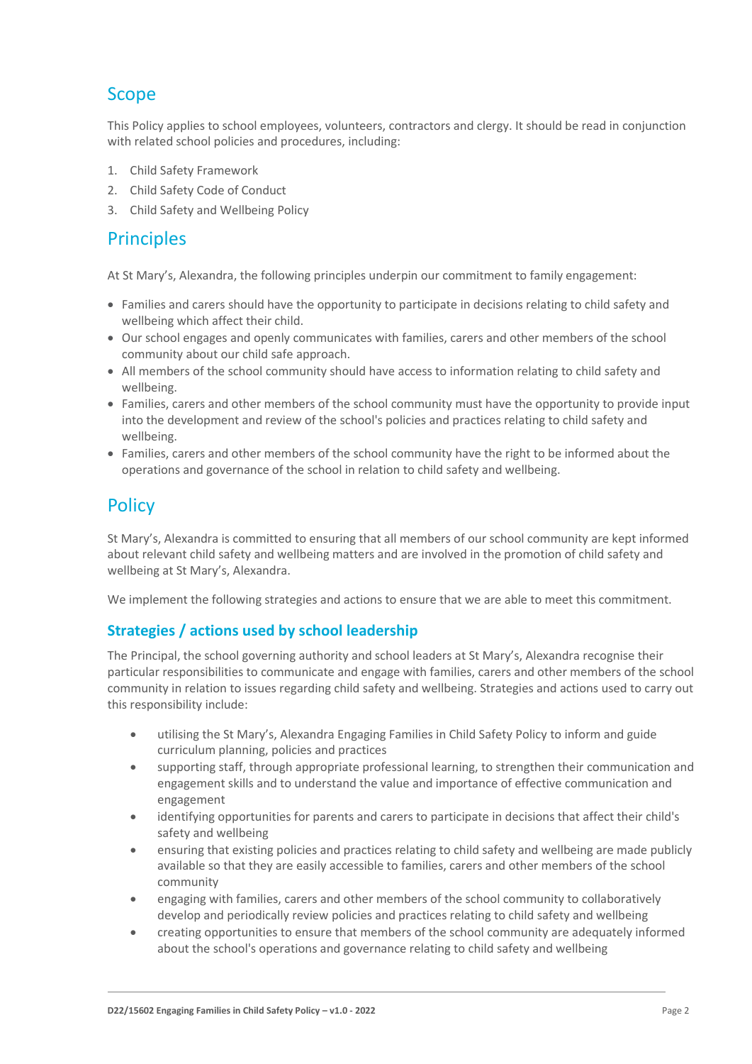## Scope

This Policy applies to school employees, volunteers, contractors and clergy. It should be read in conjunction with related school policies and procedures, including:

1. Child Safety Framework
2. Child Safety Code of Conduct
3. Child Safety and Wellbeing Policy

## Principles

At St Mary's, Alexandra, the following principles underpin our commitment to family engagement:

- Families and carers should have the opportunity to participate in decisions relating to child safety and wellbeing which affect their child.
- Our school engages and openly communicates with families, carers and other members of the school community about our child safe approach.
- All members of the school community should have access to information relating to child safety and wellbeing.
- Families, carers and other members of the school community must have the opportunity to provide input into the development and review of the school's policies and practices relating to child safety and wellbeing.
- Families, carers and other members of the school community have the right to be informed about the operations and governance of the school in relation to child safety and wellbeing.

## Policy

St Mary's, Alexandra is committed to ensuring that all members of our school community are kept informed about relevant child safety and wellbeing matters and are involved in the promotion of child safety and wellbeing at St Mary's, Alexandra.

We implement the following strategies and actions to ensure that we are able to meet this commitment.

### Strategies / actions used by school leadership

The Principal, the school governing authority and school leaders at St Mary's, Alexandra recognise their particular responsibilities to communicate and engage with families, carers and other members of the school community in relation to issues regarding child safety and wellbeing. Strategies and actions used to carry out this responsibility include:

- utilising the St Mary's, Alexandra Engaging Families in Child Safety Policy to inform and guide curriculum planning, policies and practices
- supporting staff, through appropriate professional learning, to strengthen their communication and engagement skills and to understand the value and importance of effective communication and engagement
- identifying opportunities for parents and carers to participate in decisions that affect their child's safety and wellbeing
- ensuring that existing policies and practices relating to child safety and wellbeing are made publicly available so that they are easily accessible to families, carers and other members of the school community
- engaging with families, carers and other members of the school community to collaboratively develop and periodically review policies and practices relating to child safety and wellbeing
- creating opportunities to ensure that members of the school community are adequately informed about the school's operations and governance relating to child safety and wellbeing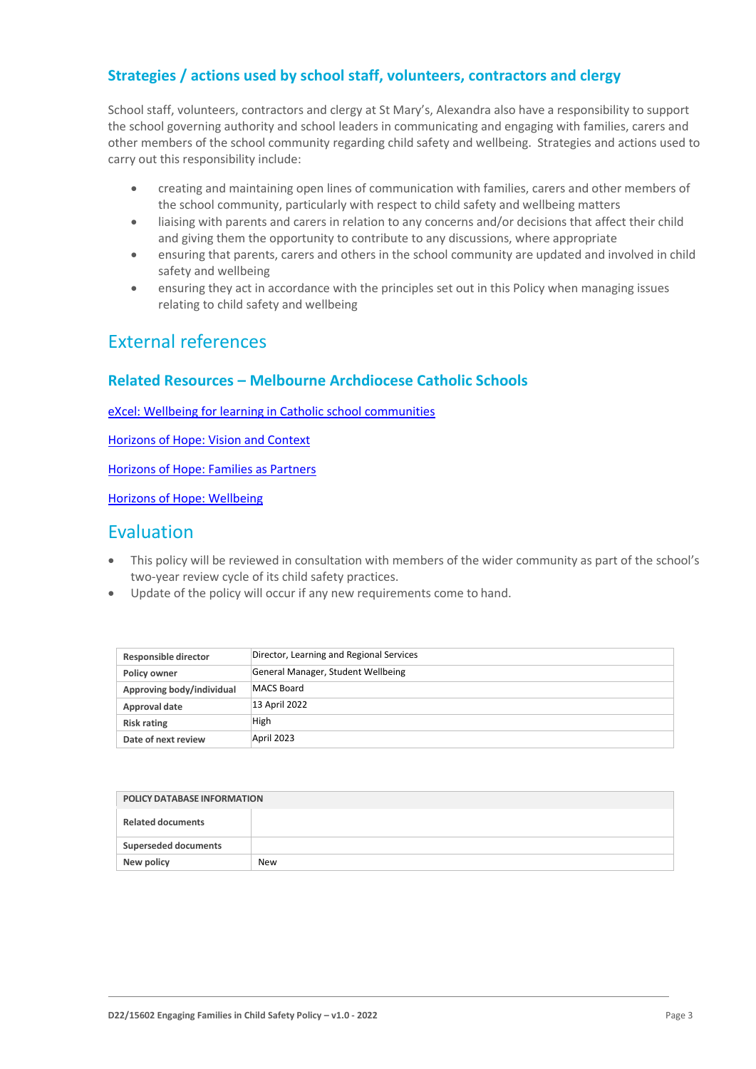### Strategies / actions used by school staff, volunteers, contractors and clergy

School staff, volunteers, contractors and clergy at St Mary's, Alexandra also have a responsibility to support the school governing authority and school leaders in communicating and engaging with families, carers and other members of the school community regarding child safety and wellbeing. Strategies and actions used to carry out this responsibility include:

- creating and maintaining open lines of communication with families, carers and other members of the school community, particularly with respect to child safety and wellbeing matters
- liaising with parents and carers in relation to any concerns and/or decisions that affect their child and giving them the opportunity to contribute to any discussions, where appropriate
- ensuring that parents, carers and others in the school community are updated and involved in child safety and wellbeing
- ensuring they act in accordance with the principles set out in this Policy when managing issues relating to child safety and wellbeing

## External references

### Related Resources – Melbourne Archdiocese Catholic Schools

eXcel: Wellbeing for learning in Catholic school communities

Horizons of Hope: Vision and Context

Horizons of Hope: Families as Partners

Horizons of Hope: Wellbeing

## Evaluation

- This policy will be reviewed in consultation with members of the wider community as part of the school's two-year review cycle of its child safety practices.
- Update of the policy will occur if any new requirements come to hand.

| | |
|---|---|
| **Responsible director** | Director, Learning and Regional Services |
| **Policy owner** | General Manager, Student Wellbeing |
| **Approving body/individual** | MACS Board |
| **Approval date** | 13 April 2022 |
| **Risk rating** | High |
| **Date of next review** | April 2023 |

| **POLICY DATABASE INFORMATION** | |
|---|---|
| **Related documents** | |
| **Superseded documents** | |
| **New policy** | New |